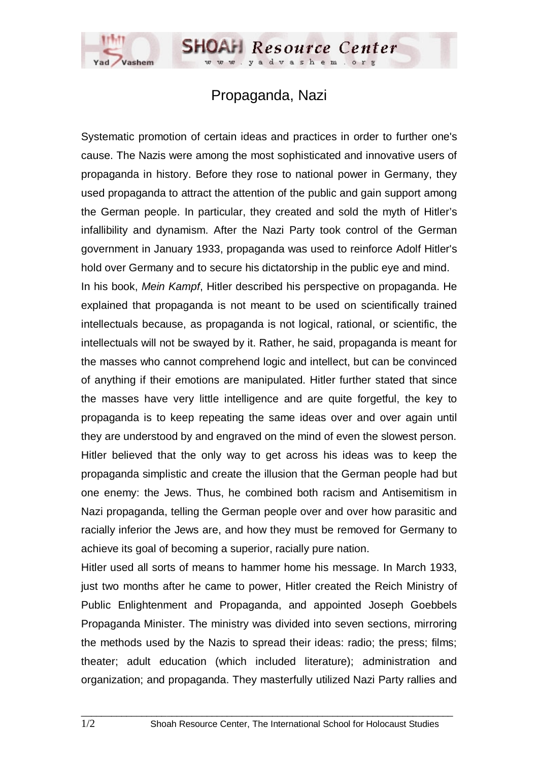# Propaganda, Nazi

Systematic promotion of certain ideas and practices in order to further one's cause. The Nazis were among the most sophisticated and innovative users of propaganda in history. Before they rose to national power in Germany, they used propaganda to attract the attention of the public and gain support among the German people. In particular, they created and sold the myth of Hitler's infallibility and dynamism. After the Nazi Party took control of the German government in January 1933, propaganda was used to reinforce Adolf Hitler's hold over Germany and to secure his dictatorship in the public eye and mind.

In his book, *Mein Kampf*, Hitler described his perspective on propaganda. He explained that propaganda is not meant to be used on scientifically trained intellectuals because, as propaganda is not logical, rational, or scientific, the intellectuals will not be swayed by it. Rather, he said, propaganda is meant for the masses who cannot comprehend logic and intellect, but can be convinced of anything if their emotions are manipulated. Hitler further stated that since the masses have very little intelligence and are quite forgetful, the key to propaganda is to keep repeating the same ideas over and over again until they are understood by and engraved on the mind of even the slowest person. Hitler believed that the only way to get across his ideas was to keep the propaganda simplistic and create the illusion that the German people had but one enemy: the Jews. Thus, he combined both racism and Antisemitism in Nazi propaganda, telling the German people over and over how parasitic and racially inferior the Jews are, and how they must be removed for Germany to achieve its goal of becoming a superior, racially pure nation.

Hitler used all sorts of means to hammer home his message. In March 1933, just two months after he came to power, Hitler created the Reich Ministry of Public Enlightenment and Propaganda, and appointed Joseph Goebbels Propaganda Minister. The ministry was divided into seven sections, mirroring the methods used by the Nazis to spread their ideas: radio; the press; films; theater; adult education (which included literature); administration and organization; and propaganda. They masterfully utilized Nazi Party rallies and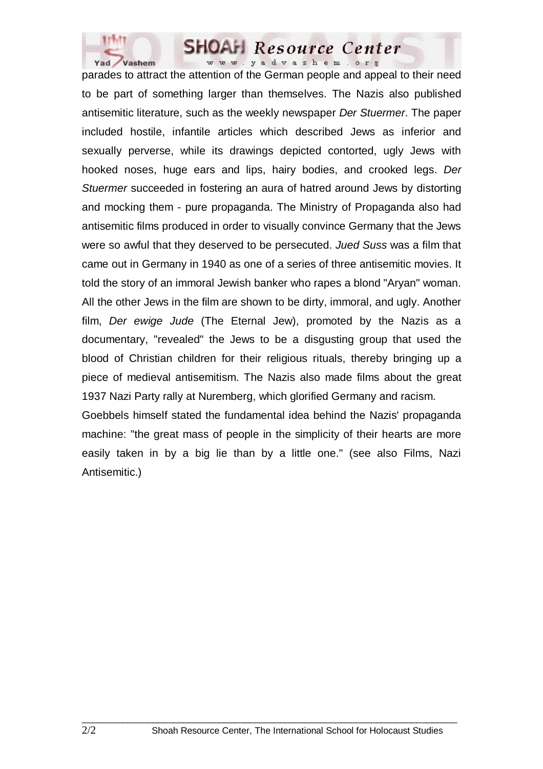parades to attract the attention of the German people and appeal to their need to be part of something larger than themselves. The Nazis also published antisemitic literature, such as the weekly newspaper *Der Stuermer*. The paper included hostile, infantile articles which described Jews as inferior and sexually perverse, while its drawings depicted contorted, ugly Jews with hooked noses, huge ears and lips, hairy bodies, and crooked legs. *Der Stuermer* succeeded in fostering an aura of hatred around Jews by distorting and mocking them - pure propaganda. The Ministry of Propaganda also had antisemitic films produced in order to visually convince Germany that the Jews were so awful that they deserved to be persecuted. *Jued Suss* was a film that came out in Germany in 1940 as one of a series of three antisemitic movies. It told the story of an immoral Jewish banker who rapes a blond "Aryan" woman. All the other Jews in the film are shown to be dirty, immoral, and ugly. Another film, *Der ewige Jude* (The Eternal Jew), promoted by the Nazis as a documentary, "revealed" the Jews to be a disgusting group that used the blood of Christian children for their religious rituals, thereby bringing up a piece of medieval antisemitism. The Nazis also made films about the great 1937 Nazi Party rally at Nuremberg, which glorified Germany and racism.

Goebbels himself stated the fundamental idea behind the Nazis' propaganda machine: "the great mass of people in the simplicity of their hearts are more easily taken in by a big lie than by a little one." (see also Films, Nazi Antisemitic.)